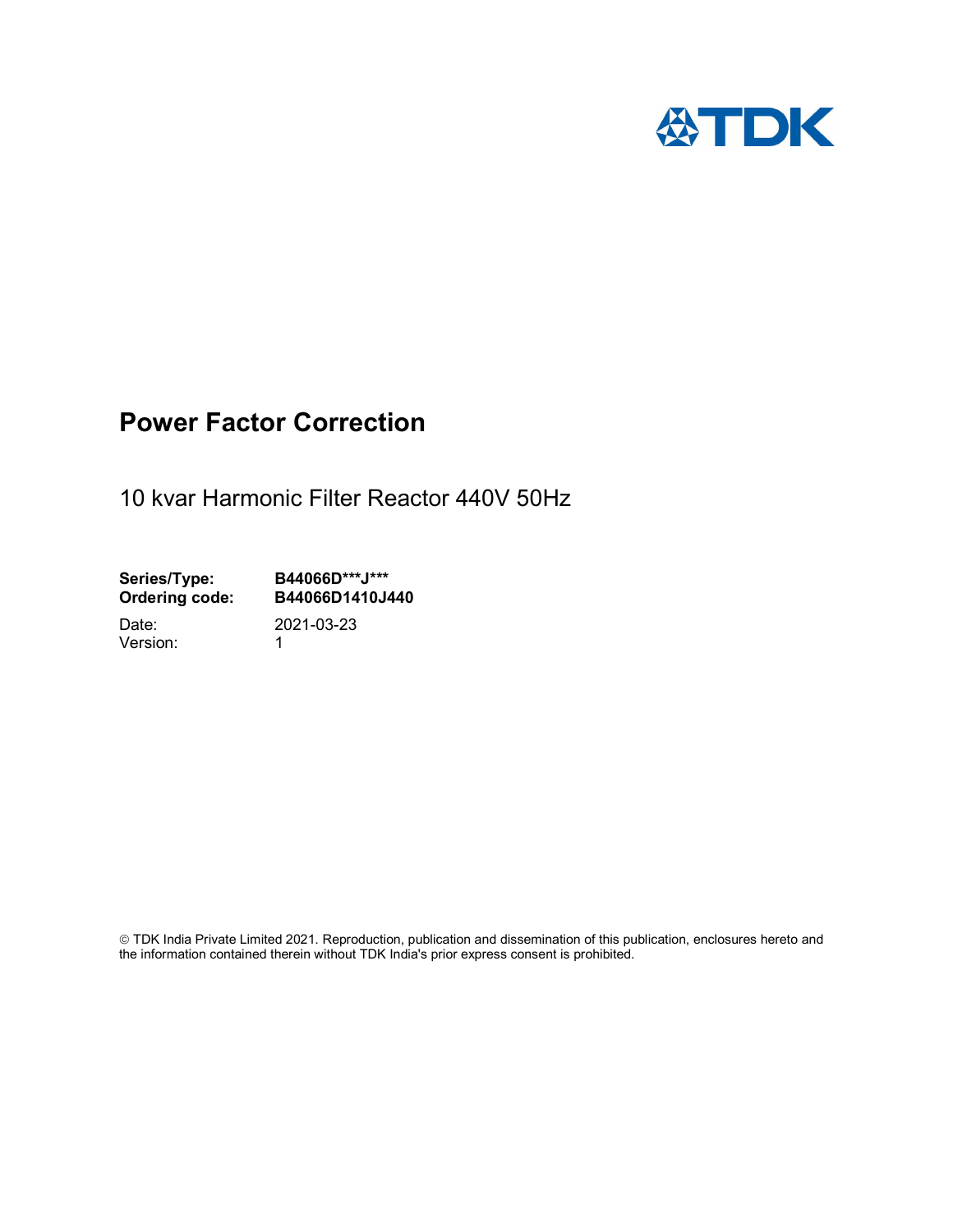TDK

# Power Factor Correction

10 kvar Harmonic Filter Reactor 440V 50Hz

**Series/Type:** **B44066D***J*****
**Ordering code:** **B44066D1410J440**

Date: 2021-03-23
Version: 1

© TDK India Private Limited 2021. Reproduction, publication and dissemination of this publication, enclosures hereto and the information contained therein without TDK India's prior express consent is prohibited.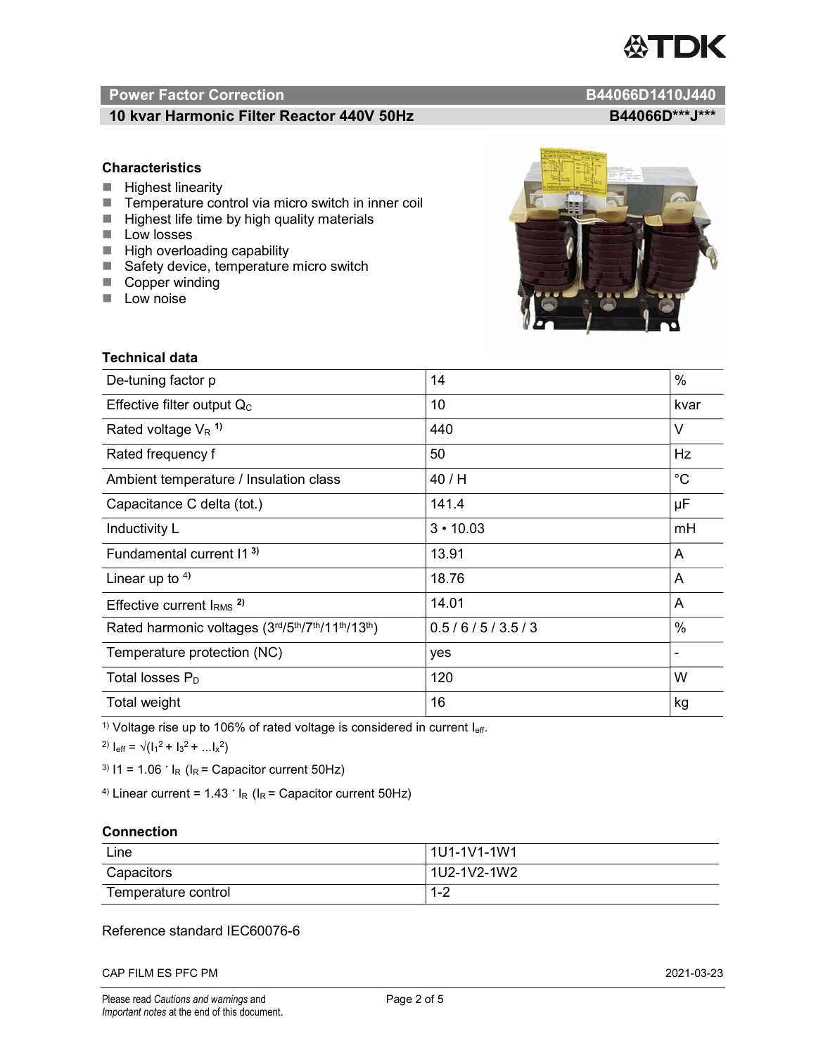## Power Factor Correction — B44066D1410J440

### 10 kvar Harmonic Filter Reactor 440V 50Hz — B44066D***J***

### Characteristics

- Highest linearity
- Temperature control via micro switch in inner coil
- Highest life time by high quality materials
- Low losses
- High overloading capability
- Safety device, temperature micro switch
- Copper winding
- Low noise

### Technical data

| | | |
|---|---|---|
| De-tuning factor p | 14 | % |
| Effective filter output $Q_C$ | 10 | kvar |
| Rated voltage $V_R$ [1] | 440 | V |
| Rated frequency f | 50 | Hz |
| Ambient temperature / Insulation class | 40 / H | °C |
| Capacitance C delta (tot.) | 141.4 | µF |
| Inductivity L | 3 • 10.03 | mH |
| Fundamental current I1 [3] | 13.91 | A |
| Linear up to [4] | 18.76 | A |
| Effective current $I_{RMS}$ [2] | 14.01 | A |
| Rated harmonic voltages (3rd/5th/7th/11th/13th) | 0.5 / 6 / 5 / 3.5 / 3 | % |
| Temperature protection (NC) | yes | - |
| Total losses $P_D$ | 120 | W |
| Total weight | 16 | kg |

[1] Voltage rise up to 106% of rated voltage is considered in current $I_{eff}$.

[2] $I_{eff} = \sqrt{(I_1^2 + I_3^2 + ...I_x^2)}$

[3] $I1 = 1.06 \cdot I_R$ ($I_R$ = Capacitor current 50Hz)

[4] Linear current = $1.43 \cdot I_R$ ($I_R$ = Capacitor current 50Hz)

### Connection

| | |
|---|---|
| Line | 1U1-1V1-1W1 |
| Capacitors | 1U2-1V2-1W2 |
| Temperature control | 1-2 |

Reference standard IEC60076-6

CAP FILM ES PFC PM — 2021-03-23

Please read *Cautions and warnings* and *Important notes* at the end of this document.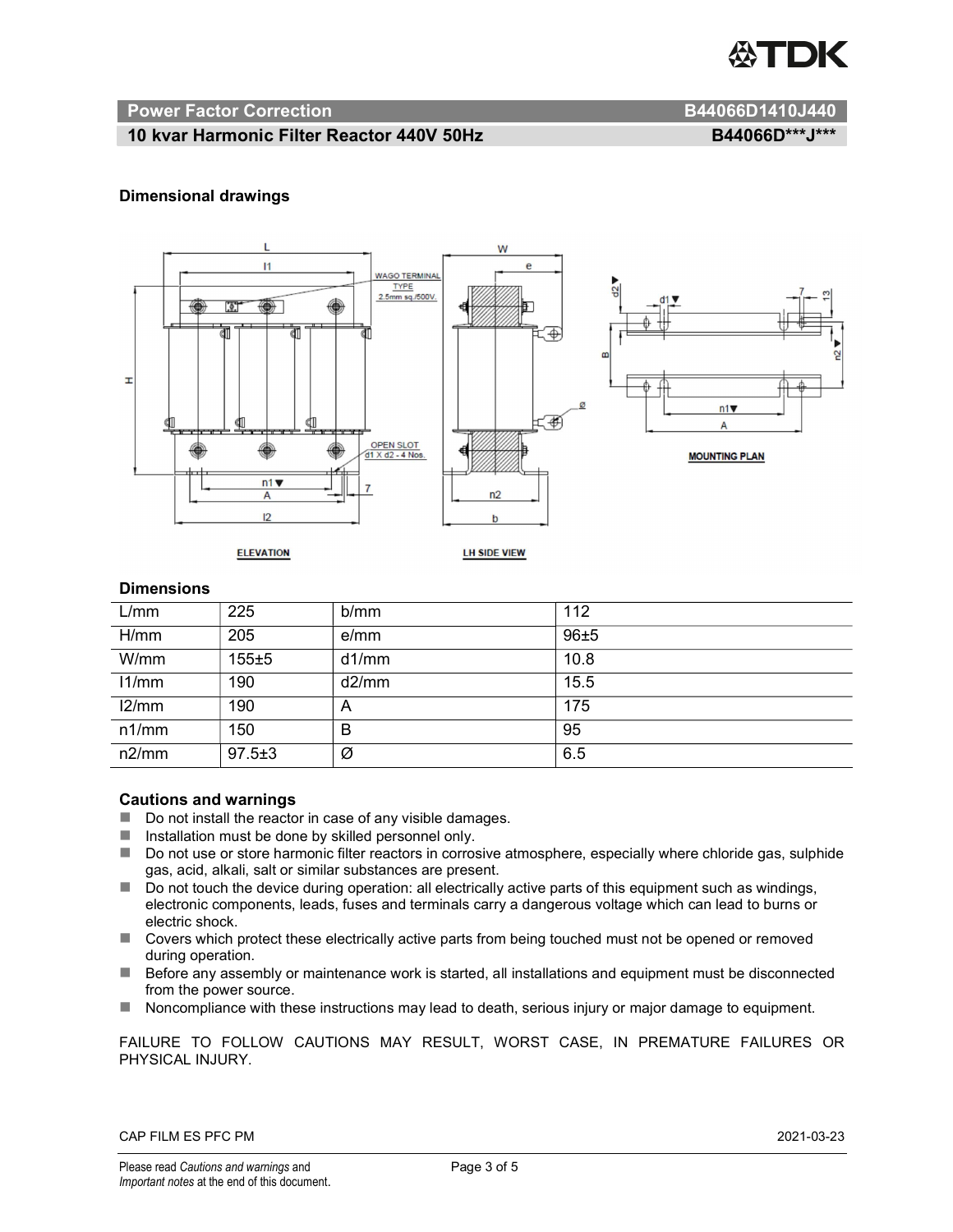## Power Factor Correction B44066D1410J440

### 10 kvar Harmonic Filter Reactor 440V 50Hz B44066D***J***

**Dimensional drawings**

WAGO TERMINAL TYPE 2.5mm sq./500V.

OPEN SLOT d1 X d2 - 4 Nos.

ELEVATION

LH SIDE VIEW

MOUNTING PLAN

**Dimensions**

| L/mm | 225 | b/mm | 112 |
|---|---|---|---|
| H/mm | 205 | e/mm | 96±5 |
| W/mm | 155±5 | d1/mm | 10.8 |
| l1/mm | 190 | d2/mm | 15.5 |
| l2/mm | 190 | A | 175 |
| n1/mm | 150 | B | 95 |
| n2/mm | 97.5±3 | Ø | 6.5 |

**Cautions and warnings**

- Do not install the reactor in case of any visible damages.
- Installation must be done by skilled personnel only.
- Do not use or store harmonic filter reactors in corrosive atmosphere, especially where chloride gas, sulphide gas, acid, alkali, salt or similar substances are present.
- Do not touch the device during operation: all electrically active parts of this equipment such as windings, electronic components, leads, fuses and terminals carry a dangerous voltage which can lead to burns or electric shock.
- Covers which protect these electrically active parts from being touched must not be opened or removed during operation.
- Before any assembly or maintenance work is started, all installations and equipment must be disconnected from the power source.
- Noncompliance with these instructions may lead to death, serious injury or major damage to equipment.

FAILURE TO FOLLOW CAUTIONS MAY RESULT, WORST CASE, IN PREMATURE FAILURES OR PHYSICAL INJURY.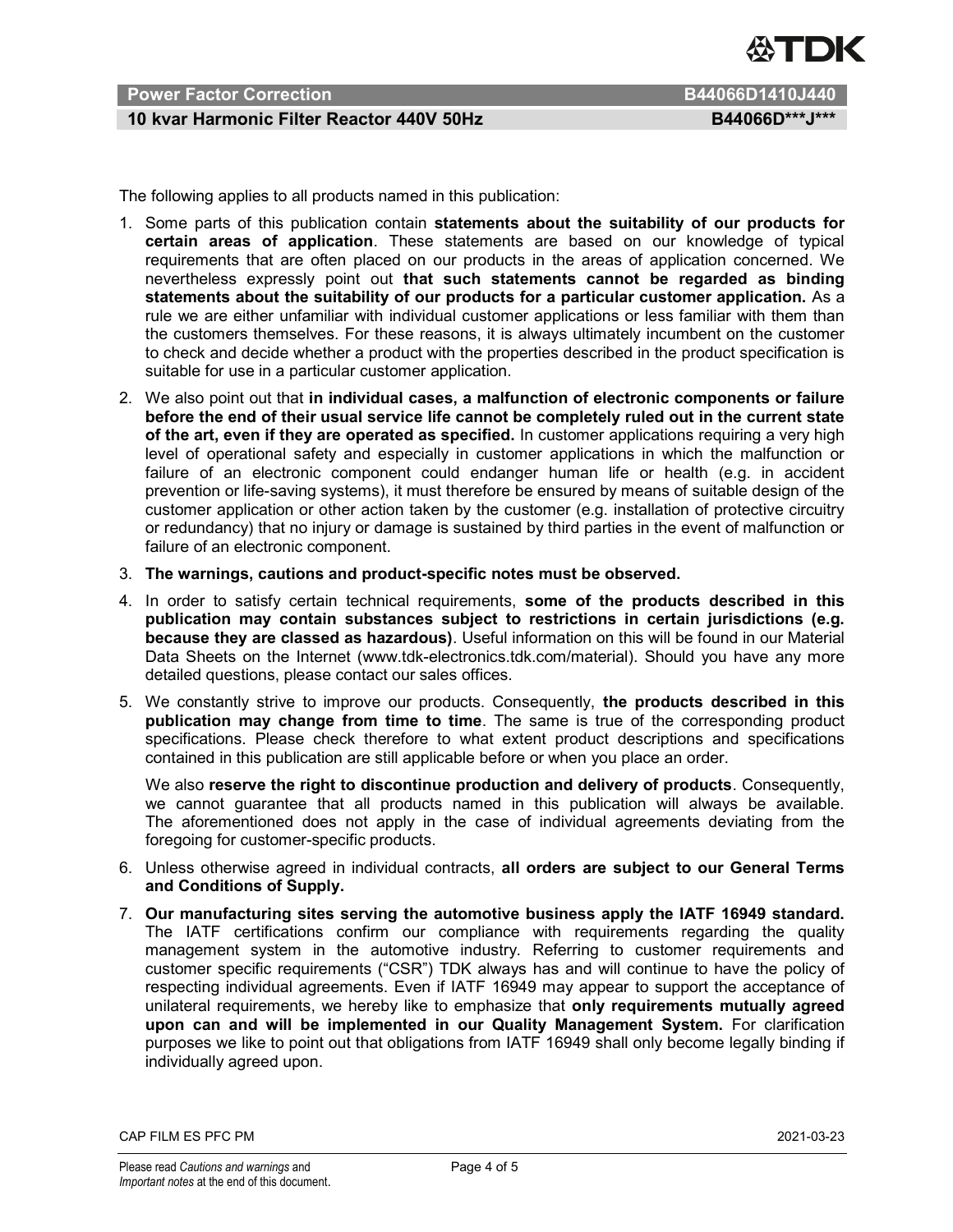The following applies to all products named in this publication:

1. Some parts of this publication contain **statements about the suitability of our products for certain areas of application**. These statements are based on our knowledge of typical requirements that are often placed on our products in the areas of application concerned. We nevertheless expressly point out **that such statements cannot be regarded as binding statements about the suitability of our products for a particular customer application.** As a rule we are either unfamiliar with individual customer applications or less familiar with them than the customers themselves. For these reasons, it is always ultimately incumbent on the customer to check and decide whether a product with the properties described in the product specification is suitable for use in a particular customer application.
2. We also point out that **in individual cases, a malfunction of electronic components or failure before the end of their usual service life cannot be completely ruled out in the current state of the art, even if they are operated as specified.** In customer applications requiring a very high level of operational safety and especially in customer applications in which the malfunction or failure of an electronic component could endanger human life or health (e.g. in accident prevention or life-saving systems), it must therefore be ensured by means of suitable design of the customer application or other action taken by the customer (e.g. installation of protective circuitry or redundancy) that no injury or damage is sustained by third parties in the event of malfunction or failure of an electronic component.
3. **The warnings, cautions and product-specific notes must be observed.**
4. In order to satisfy certain technical requirements, **some of the products described in this publication may contain substances subject to restrictions in certain jurisdictions (e.g. because they are classed as hazardous)**. Useful information on this will be found in our Material Data Sheets on the Internet (www.tdk-electronics.tdk.com/material). Should you have any more detailed questions, please contact our sales offices.
5. We constantly strive to improve our products. Consequently, **the products described in this publication may change from time to time**. The same is true of the corresponding product specifications. Please check therefore to what extent product descriptions and specifications contained in this publication are still applicable before or when you place an order.

   We also **reserve the right to discontinue production and delivery of products**. Consequently, we cannot guarantee that all products named in this publication will always be available. The aforementioned does not apply in the case of individual agreements deviating from the foregoing for customer-specific products.
6. Unless otherwise agreed in individual contracts, **all orders are subject to our General Terms and Conditions of Supply.**
7. **Our manufacturing sites serving the automotive business apply the IATF 16949 standard.** The IATF certifications confirm our compliance with requirements regarding the quality management system in the automotive industry. Referring to customer requirements and customer specific requirements ("CSR") TDK always has and will continue to have the policy of respecting individual agreements. Even if IATF 16949 may appear to support the acceptance of unilateral requirements, we hereby like to emphasize that **only requirements mutually agreed upon can and will be implemented in our Quality Management System.** For clarification purposes we like to point out that obligations from IATF 16949 shall only become legally binding if individually agreed upon.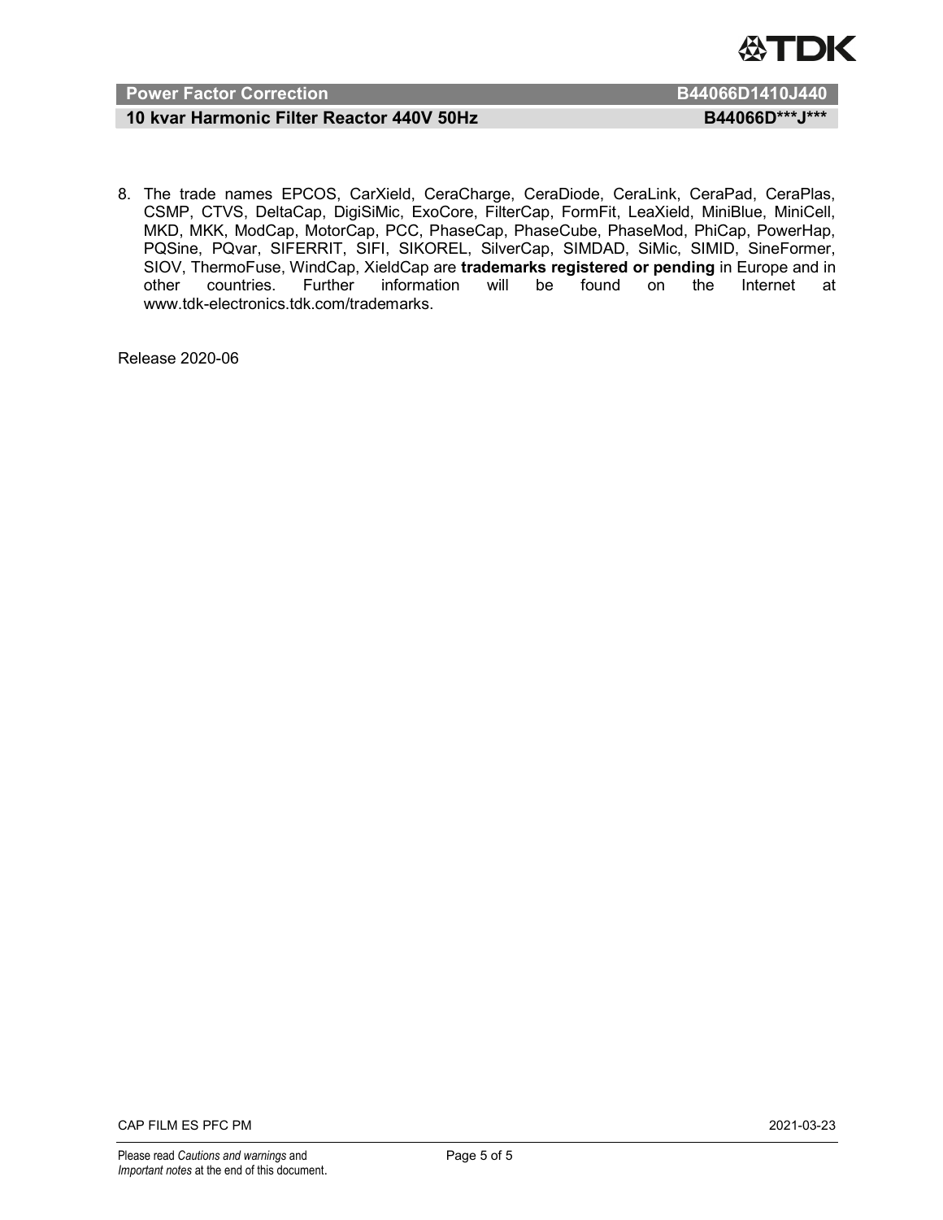8. The trade names EPCOS, CarXield, CeraCharge, CeraDiode, CeraLink, CeraPad, CeraPlas, CSMP, CTVS, DeltaCap, DigiSiMic, ExoCore, FilterCap, FormFit, LeaXield, MiniBlue, MiniCell, MKD, MKK, ModCap, MotorCap, PCC, PhaseCap, PhaseCube, PhaseMod, PhiCap, PowerHap, PQSine, PQvar, SIFERRIT, SIFI, SIKOREL, SilverCap, SIMDAD, SiMic, SIMID, SineFormer, SIOV, ThermoFuse, WindCap, XieldCap are **trademarks registered or pending** in Europe and in other countries. Further information will be found on the Internet at www.tdk-electronics.tdk.com/trademarks.

Release 2020-06